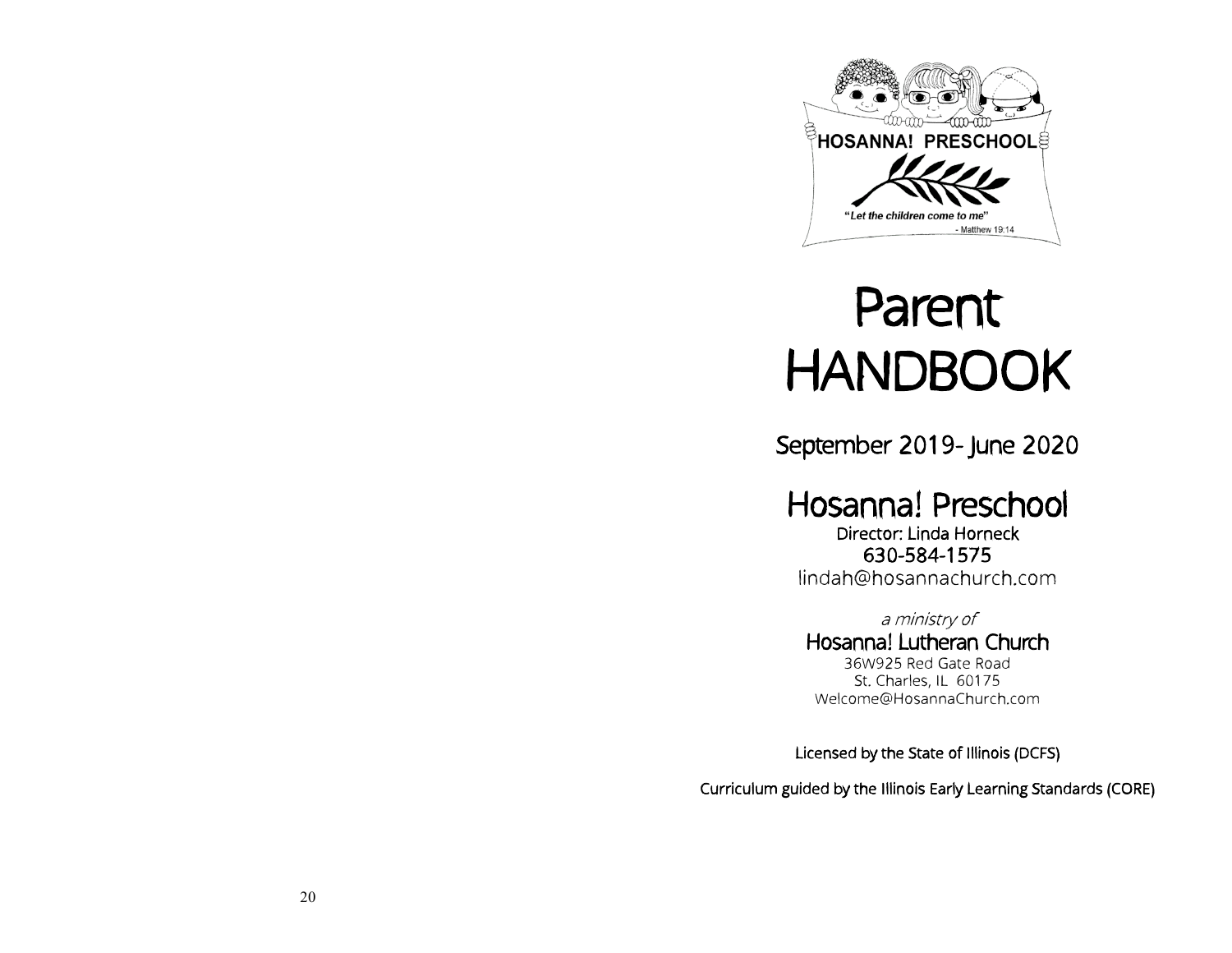HOSANNA! PRESCHOOL

"Let the children come to me"
- Matthew 19:14

# Parent HANDBOOK

## September 2019- June 2020

## Hosanna! Preschool

Director: Linda Horneck
630-584-1575
lindah@hosannachurch.com

*a ministry of*

**Hosanna! Lutheran Church**
36W925 Red Gate Road
St. Charles, IL 60175
Welcome@HosannaChurch.com

Licensed by the State of Illinois (DCFS)

Curriculum guided by the Illinois Early Learning Standards (CORE)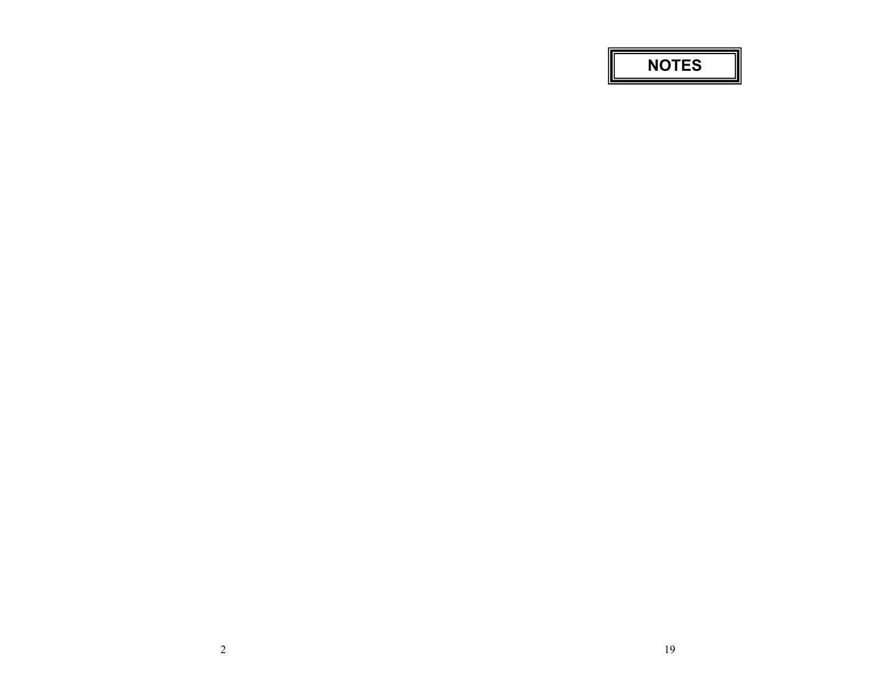# NOTES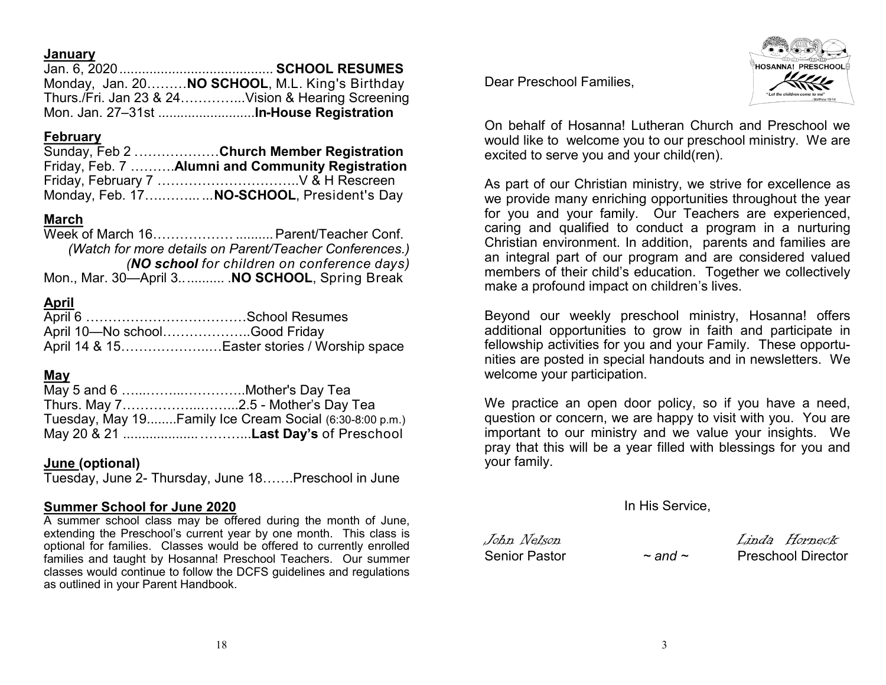## January

Jan. 6, 2020 ......................................... **SCHOOL RESUMES**
Monday, Jan. 20………**NO SCHOOL**, M.L. King's Birthday
Thurs./Fri. Jan 23 & 24…………...Vision & Hearing Screening
Mon. Jan. 27–31st ..........................**In-House Registration**

## February

Sunday, Feb 2 ……………….**Church Member Registration**
Friday, Feb. 7 ……….**Alumni and Community Registration**
Friday, February 7 …………………………..V & H Rescreen
Monday, Feb. 17………... ...**NO-SCHOOL**, President's Day

## March

Week of March 16……………… .......... Parent/Teacher Conf.
*(Watch for more details on Parent/Teacher Conferences.)*
*(**NO school** for children on conference days)*
Mon., Mar. 30—April 3.. ......... .**NO SCHOOL**, Spring Break

## April

April 6 ………………………………School Resumes
April 10—No school………………..Good Friday
April 14 & 15………………..…Easter stories / Worship space

## May

May 5 and 6 …...……...…………..Mother's Day Tea
Thurs. May 7……………...……..2.5 - Mother's Day Tea
Tuesday, May 19........Family Ice Cream Social (6:30-8:00 p.m.)
May 20 & 21 ..................…………..**Last Day's** of Preschool

## June (optional)

Tuesday, June 2- Thursday, June 18…….Preschool in June

## Summer School for June 2020

A summer school class may be offered during the month of June, extending the Preschool's current year by one month. This class is optional for families. Classes would be offered to currently enrolled families and taught by Hosanna! Preschool Teachers. Our summer classes would continue to follow the DCFS guidelines and regulations as outlined in your Parent Handbook.

HOSANNA! PRESCHOOL
"Let the children come to me" - Matthew 19:14

Dear Preschool Families,

On behalf of Hosanna! Lutheran Church and Preschool we would like to welcome you to our preschool ministry. We are excited to serve you and your child(ren).

As part of our Christian ministry, we strive for excellence as we provide many enriching opportunities throughout the year for you and your family. Our Teachers are experienced, caring and qualified to conduct a program in a nurturing Christian environment. In addition, parents and families are an integral part of our program and are considered valued members of their child's education. Together we collectively make a profound impact on children's lives.

Beyond our weekly preschool ministry, Hosanna! offers additional opportunities to grow in faith and participate in fellowship activities for you and your Family. These opportunities are posted in special handouts and in newsletters. We welcome your participation.

We practice an open door policy, so if you have a need, question or concern, we are happy to visit with you. You are important to our ministry and we value your insights. We pray that this will be a year filled with blessings for you and your family.

In His Service,

*John Nelson* — Senior Pastor ~ *and* ~ *Linda Horneck* — Preschool Director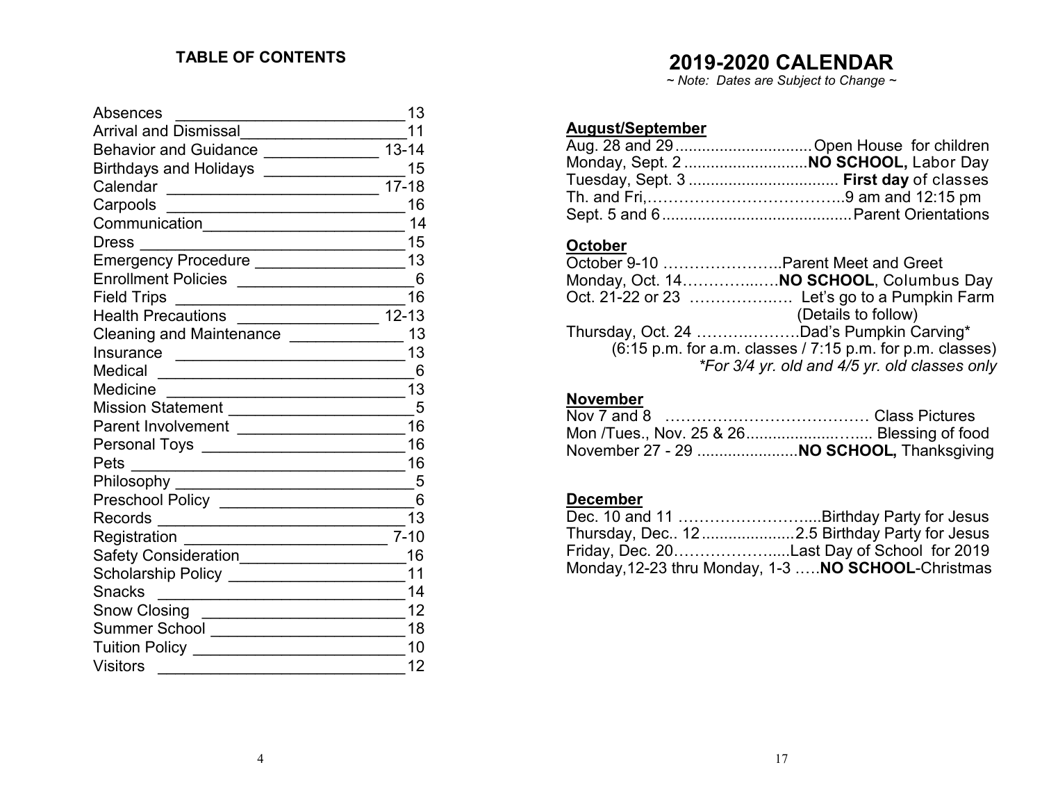## TABLE OF CONTENTS

| Topic | Page |
|---|---|
| Absences | 13 |
| Arrival and Dismissal | 11 |
| Behavior and Guidance | 13-14 |
| Birthdays and Holidays | 15 |
| Calendar | 17-18 |
| Carpools | 16 |
| Communication | 14 |
| Dress | 15 |
| Emergency Procedure | 13 |
| Enrollment Policies | 6 |
| Field Trips | 16 |
| Health Precautions | 12-13 |
| Cleaning and Maintenance | 13 |
| Insurance | 13 |
| Medical | 6 |
| Medicine | 13 |
| Mission Statement | 5 |
| Parent Involvement | 16 |
| Personal Toys | 16 |
| Pets | 16 |
| Philosophy | 5 |
| Preschool Policy | 6 |
| Records | 13 |
| Registration | 7-10 |
| Safety Consideration | 16 |
| Scholarship Policy | 11 |
| Snacks | 14 |
| Snow Closing | 12 |
| Summer School | 18 |
| Tuition Policy | 10 |
| Visitors | 12 |

# 2019-2020 CALENDAR

*~ Note: Dates are Subject to Change ~*

**August/September**

Aug. 28 and 29 .............................. Open House for children
Monday, Sept. 2 ............................ **NO SCHOOL,** Labor Day
Tuesday, Sept. 3 .................................. **First day** of classes
Th. and Fri,……………………………….. 9 am and 12:15 pm
Sept. 5 and 6 .......................................... Parent Orientations

**October**

October 9-10 ………………….. Parent Meet and Greet
Monday, Oct. 14……………..…. **NO SCHOOL**, Columbus Day
Oct. 21-22 or 23 ……………..… Let's go to a Pumpkin Farm
(Details to follow)
Thursday, Oct. 24 ………………. Dad's Pumpkin Carving*
(6:15 p.m. for a.m. classes / 7:15 p.m. for p.m. classes)
*\*For 3/4 yr. old and 4/5 yr. old classes only*

**November**

Nov 7 and 8 ………………………………… Class Pictures
Mon /Tues., Nov. 25 & 26........................…..... Blessing of food
November 27 - 29 ....................... **NO SCHOOL,** Thanksgiving

**December**

Dec. 10 and 11 ……………………..... Birthday Party for Jesus
Thursday, Dec.. 12 ..................... 2.5 Birthday Party for Jesus
Friday, Dec. 20………………….... Last Day of School for 2019
Monday,12-23 thru Monday, 1-3 ….. **NO SCHOOL**-Christmas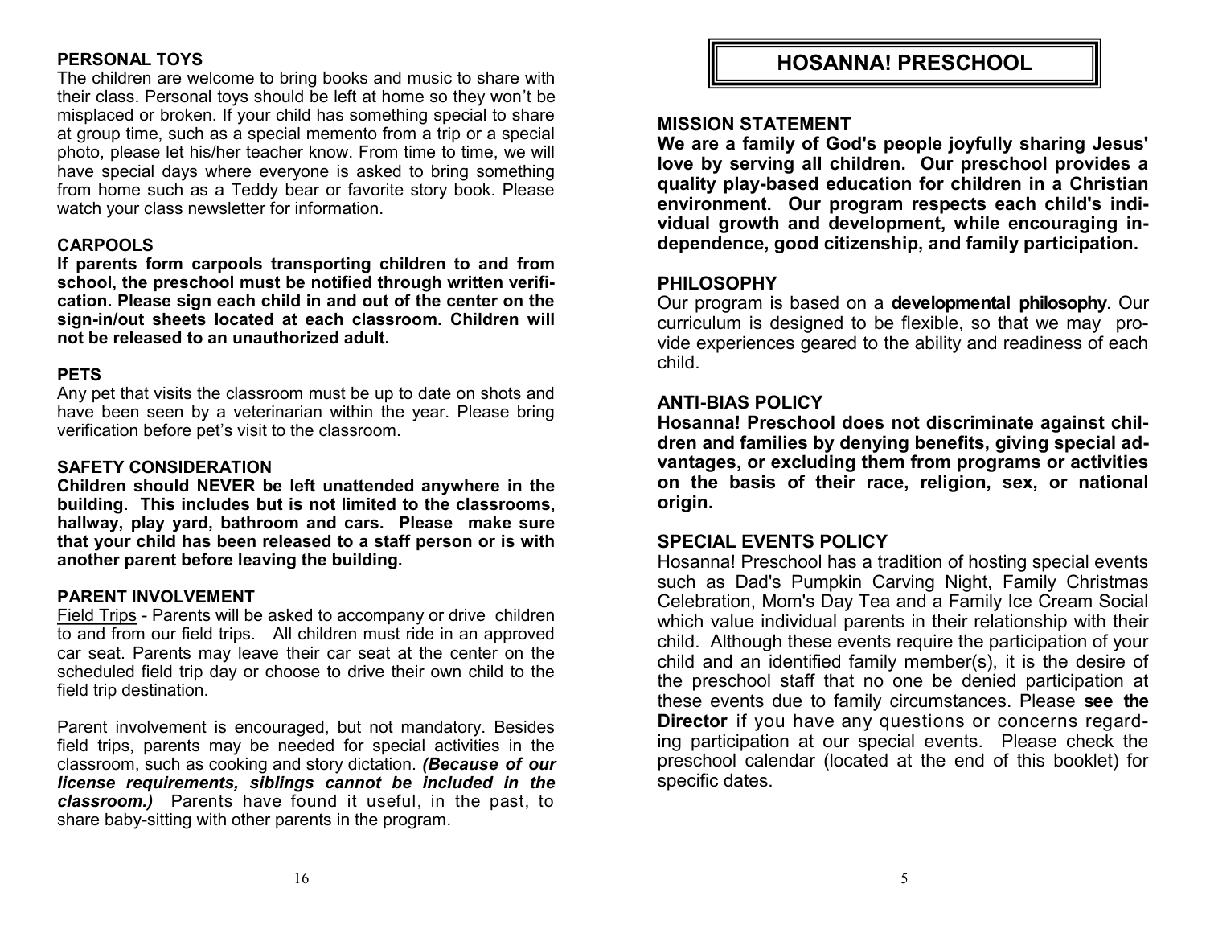### PERSONAL TOYS

The children are welcome to bring books and music to share with their class. Personal toys should be left at home so they won't be misplaced or broken. If your child has something special to share at group time, such as a special memento from a trip or a special photo, please let his/her teacher know. From time to time, we will have special days where everyone is asked to bring something from home such as a Teddy bear or favorite story book. Please watch your class newsletter for information.

### CARPOOLS

**If parents form carpools transporting children to and from school, the preschool must be notified through written verification. Please sign each child in and out of the center on the sign-in/out sheets located at each classroom. Children will not be released to an unauthorized adult.**

### PETS

Any pet that visits the classroom must be up to date on shots and have been seen by a veterinarian within the year. Please bring verification before pet's visit to the classroom.

### SAFETY CONSIDERATION

**Children should NEVER be left unattended anywhere in the building. This includes but is not limited to the classrooms, hallway, play yard, bathroom and cars. Please make sure that your child has been released to a staff person or is with another parent before leaving the building.**

### PARENT INVOLVEMENT

Field Trips - Parents will be asked to accompany or drive children to and from our field trips. All children must ride in an approved car seat. Parents may leave their car seat at the center on the scheduled field trip day or choose to drive their own child to the field trip destination.

Parent involvement is encouraged, but not mandatory. Besides field trips, parents may be needed for special activities in the classroom, such as cooking and story dictation. ***(Because of our license requirements, siblings cannot be included in the classroom.)*** Parents have found it useful, in the past, to share baby-sitting with other parents in the program.

# HOSANNA! PRESCHOOL

### MISSION STATEMENT

**We are a family of God's people joyfully sharing Jesus' love by serving all children. Our preschool provides a quality play-based education for children in a Christian environment. Our program respects each child's individual growth and development, while encouraging independence, good citizenship, and family participation.**

### PHILOSOPHY

Our program is based on a **developmental philosophy**. Our curriculum is designed to be flexible, so that we may provide experiences geared to the ability and readiness of each child.

### ANTI-BIAS POLICY

**Hosanna! Preschool does not discriminate against children and families by denying benefits, giving special advantages, or excluding them from programs or activities on the basis of their race, religion, sex, or national origin.**

### SPECIAL EVENTS POLICY

Hosanna! Preschool has a tradition of hosting special events such as Dad's Pumpkin Carving Night, Family Christmas Celebration, Mom's Day Tea and a Family Ice Cream Social which value individual parents in their relationship with their child. Although these events require the participation of your child and an identified family member(s), it is the desire of the preschool staff that no one be denied participation at these events due to family circumstances. Please **see the Director** if you have any questions or concerns regarding participation at our special events. Please check the preschool calendar (located at the end of this booklet) for specific dates.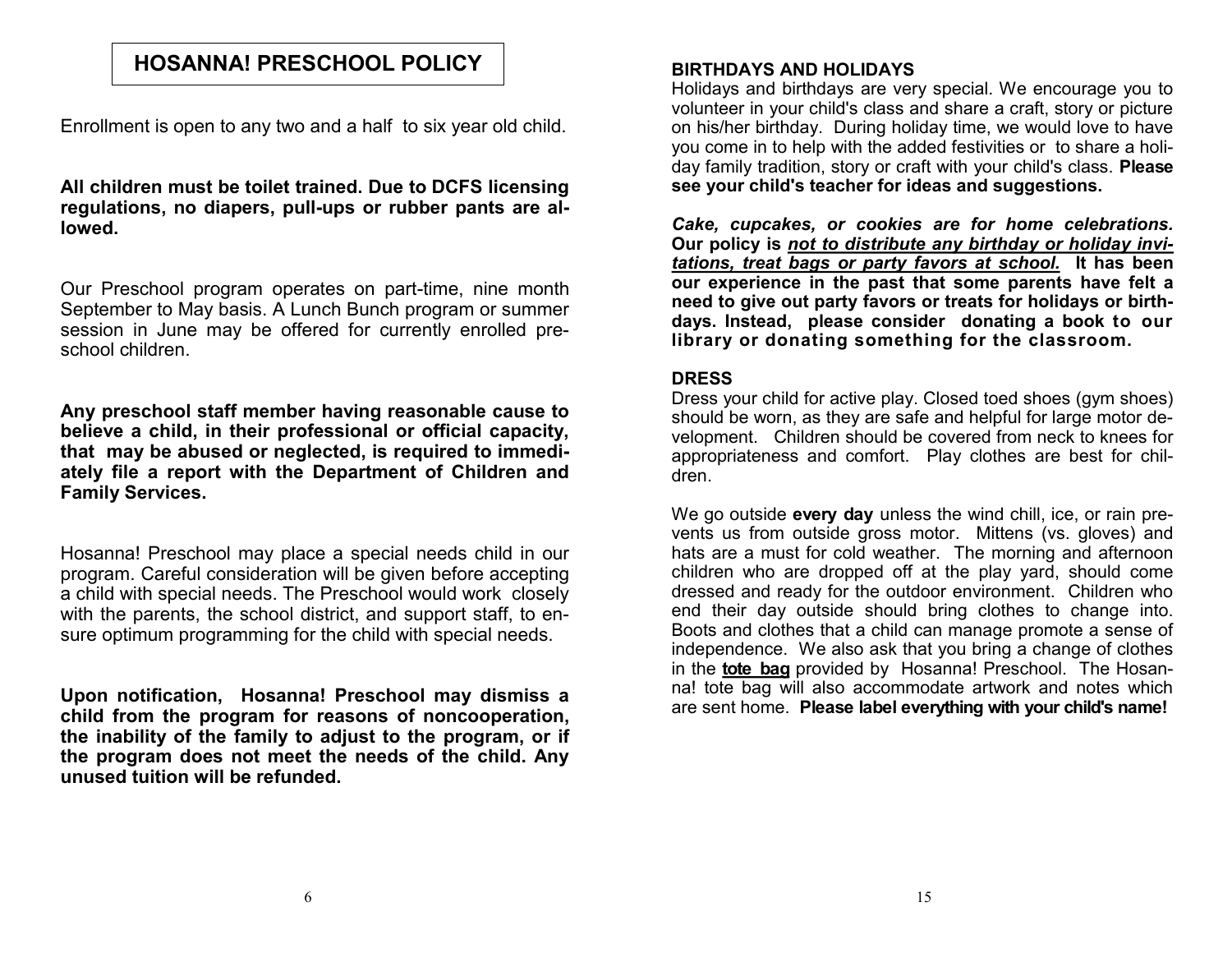# HOSANNA! PRESCHOOL POLICY

Enrollment is open to any two and a half to six year old child.

**All children must be toilet trained. Due to DCFS licensing regulations, no diapers, pull-ups or rubber pants are allowed.**

Our Preschool program operates on part-time, nine month September to May basis. A Lunch Bunch program or summer session in June may be offered for currently enrolled preschool children.

**Any preschool staff member having reasonable cause to believe a child, in their professional or official capacity, that may be abused or neglected, is required to immediately file a report with the Department of Children and Family Services.**

Hosanna! Preschool may place a special needs child in our program. Careful consideration will be given before accepting a child with special needs. The Preschool would work closely with the parents, the school district, and support staff, to ensure optimum programming for the child with special needs.

**Upon notification, Hosanna! Preschool may dismiss a child from the program for reasons of noncooperation, the inability of the family to adjust to the program, or if the program does not meet the needs of the child. Any unused tuition will be refunded.**

## BIRTHDAYS AND HOLIDAYS

Holidays and birthdays are very special. We encourage you to volunteer in your child's class and share a craft, story or picture on his/her birthday. During holiday time, we would love to have you come in to help with the added festivities or to share a holiday family tradition, story or craft with your child's class. **Please see your child's teacher for ideas and suggestions.**

***Cake, cupcakes, or cookies are for home celebrations.*** **Our policy is *not to distribute any birthday or holiday invitations, treat bags or party favors at school.* It has been our experience in the past that some parents have felt a need to give out party favors or treats for holidays or birthdays. Instead, please consider donating a book to our library or donating something for the classroom.**

## DRESS

Dress your child for active play. Closed toed shoes (gym shoes) should be worn, as they are safe and helpful for large motor development. Children should be covered from neck to knees for appropriateness and comfort. Play clothes are best for children.

We go outside **every day** unless the wind chill, ice, or rain prevents us from outside gross motor. Mittens (vs. gloves) and hats are a must for cold weather. The morning and afternoon children who are dropped off at the play yard, should come dressed and ready for the outdoor environment. Children who end their day outside should bring clothes to change into. Boots and clothes that a child can manage promote a sense of independence. We also ask that you bring a change of clothes in the **tote bag** provided by Hosanna! Preschool. The Hosanna! tote bag will also accommodate artwork and notes which are sent home. **Please label everything with your child's name!**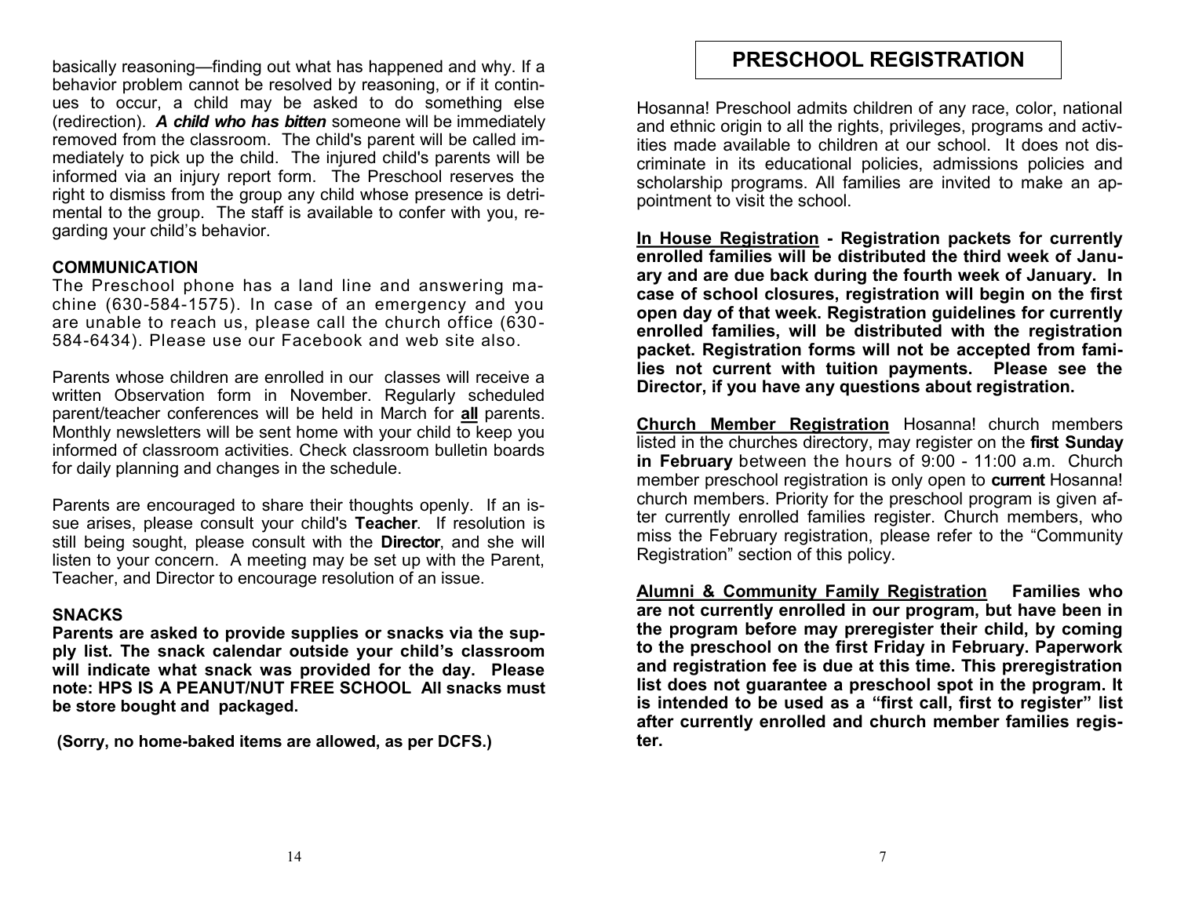basically reasoning—finding out what has happened and why. If a behavior problem cannot be resolved by reasoning, or if it continues to occur, a child may be asked to do something else (redirection). ***A child who has bitten*** someone will be immediately removed from the classroom. The child's parent will be called immediately to pick up the child. The injured child's parents will be informed via an injury report form. The Preschool reserves the right to dismiss from the group any child whose presence is detrimental to the group. The staff is available to confer with you, regarding your child's behavior.

**COMMUNICATION**

The Preschool phone has a land line and answering machine (630-584-1575). In case of an emergency and you are unable to reach us, please call the church office (630-584-6434). Please use our Facebook and web site also.

Parents whose children are enrolled in our classes will receive a written Observation form in November. Regularly scheduled parent/teacher conferences will be held in March for **all** parents. Monthly newsletters will be sent home with your child to keep you informed of classroom activities. Check classroom bulletin boards for daily planning and changes in the schedule.

Parents are encouraged to share their thoughts openly. If an issue arises, please consult your child's **Teacher**. If resolution is still being sought, please consult with the **Director**, and she will listen to your concern. A meeting may be set up with the Parent, Teacher, and Director to encourage resolution of an issue.

**SNACKS**

**Parents are asked to provide supplies or snacks via the supply list. The snack calendar outside your child's classroom will indicate what snack was provided for the day. Please note: HPS IS A PEANUT/NUT FREE SCHOOL All snacks must be store bought and packaged.**

**(Sorry, no home-baked items are allowed, as per DCFS.)**

## PRESCHOOL REGISTRATION

Hosanna! Preschool admits children of any race, color, national and ethnic origin to all the rights, privileges, programs and activities made available to children at our school. It does not discriminate in its educational policies, admissions policies and scholarship programs. All families are invited to make an appointment to visit the school.

**In House Registration - Registration packets for currently enrolled families will be distributed the third week of January and are due back during the fourth week of January. In case of school closures, registration will begin on the first open day of that week. Registration guidelines for currently enrolled families, will be distributed with the registration packet. Registration forms will not be accepted from families not current with tuition payments. Please see the Director, if you have any questions about registration.**

**Church Member Registration** Hosanna! church members listed in the churches directory, may register on the **first Sunday in February** between the hours of 9:00 - 11:00 a.m. Church member preschool registration is only open to **current** Hosanna! church members. Priority for the preschool program is given after currently enrolled families register. Church members, who miss the February registration, please refer to the "Community Registration" section of this policy.

**Alumni & Community Family Registration Families who are not currently enrolled in our program, but have been in the program before may preregister their child, by coming to the preschool on the first Friday in February. Paperwork and registration fee is due at this time. This preregistration list does not guarantee a preschool spot in the program. It is intended to be used as a "first call, first to register" list after currently enrolled and church member families register.**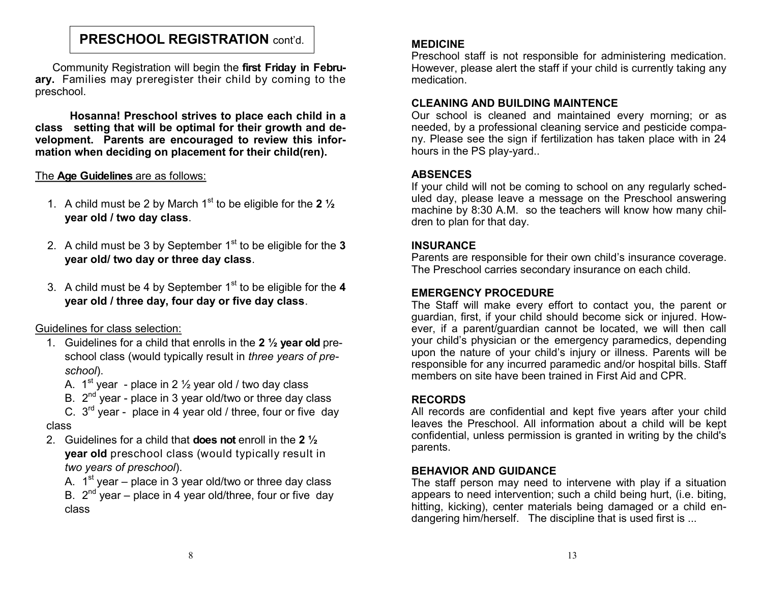## PRESCHOOL REGISTRATION cont'd.

Community Registration will begin the **first Friday in February.** Families may preregister their child by coming to the preschool.

**Hosanna! Preschool strives to place each child in a class setting that will be optimal for their growth and development. Parents are encouraged to review this information when deciding on placement for their child(ren).**

The **Age Guidelines** are as follows:

1. A child must be 2 by March 1st to be eligible for the **2 ½ year old / two day class**.
2. A child must be 3 by September 1st to be eligible for the **3 year old/ two day or three day class**.
3. A child must be 4 by September 1st to be eligible for the **4 year old / three day, four day or five day class**.

Guidelines for class selection:

1. Guidelines for a child that enrolls in the **2 ½ year old** preschool class (would typically result in *three years of preschool*).
   - A. 1st year - place in 2 ½ year old / two day class
   - B. 2nd year - place in 3 year old/two or three day class
   - C. 3rd year - place in 4 year old / three, four or five day class
2. Guidelines for a child that **does not** enroll in the **2 ½ year old** preschool class (would typically result in *two years of preschool*).
   - A. 1st year – place in 3 year old/two or three day class
   - B. 2nd year – place in 4 year old/three, four or five day class

### MEDICINE

Preschool staff is not responsible for administering medication. However, please alert the staff if your child is currently taking any medication.

### CLEANING AND BUILDING MAINTENCE

Our school is cleaned and maintained every morning; or as needed, by a professional cleaning service and pesticide company. Please see the sign if fertilization has taken place with in 24 hours in the PS play-yard..

### ABSENCES

If your child will not be coming to school on any regularly scheduled day, please leave a message on the Preschool answering machine by 8:30 A.M. so the teachers will know how many children to plan for that day.

### INSURANCE

Parents are responsible for their own child's insurance coverage. The Preschool carries secondary insurance on each child.

### EMERGENCY PROCEDURE

The Staff will make every effort to contact you, the parent or guardian, first, if your child should become sick or injured. However, if a parent/guardian cannot be located, we will then call your child's physician or the emergency paramedics, depending upon the nature of your child's injury or illness. Parents will be responsible for any incurred paramedic and/or hospital bills. Staff members on site have been trained in First Aid and CPR.

### RECORDS

All records are confidential and kept five years after your child leaves the Preschool. All information about a child will be kept confidential, unless permission is granted in writing by the child's parents.

### BEHAVIOR AND GUIDANCE

The staff person may need to intervene with play if a situation appears to need intervention; such a child being hurt, (i.e. biting, hitting, kicking), center materials being damaged or a child endangering him/herself. The discipline that is used first is ...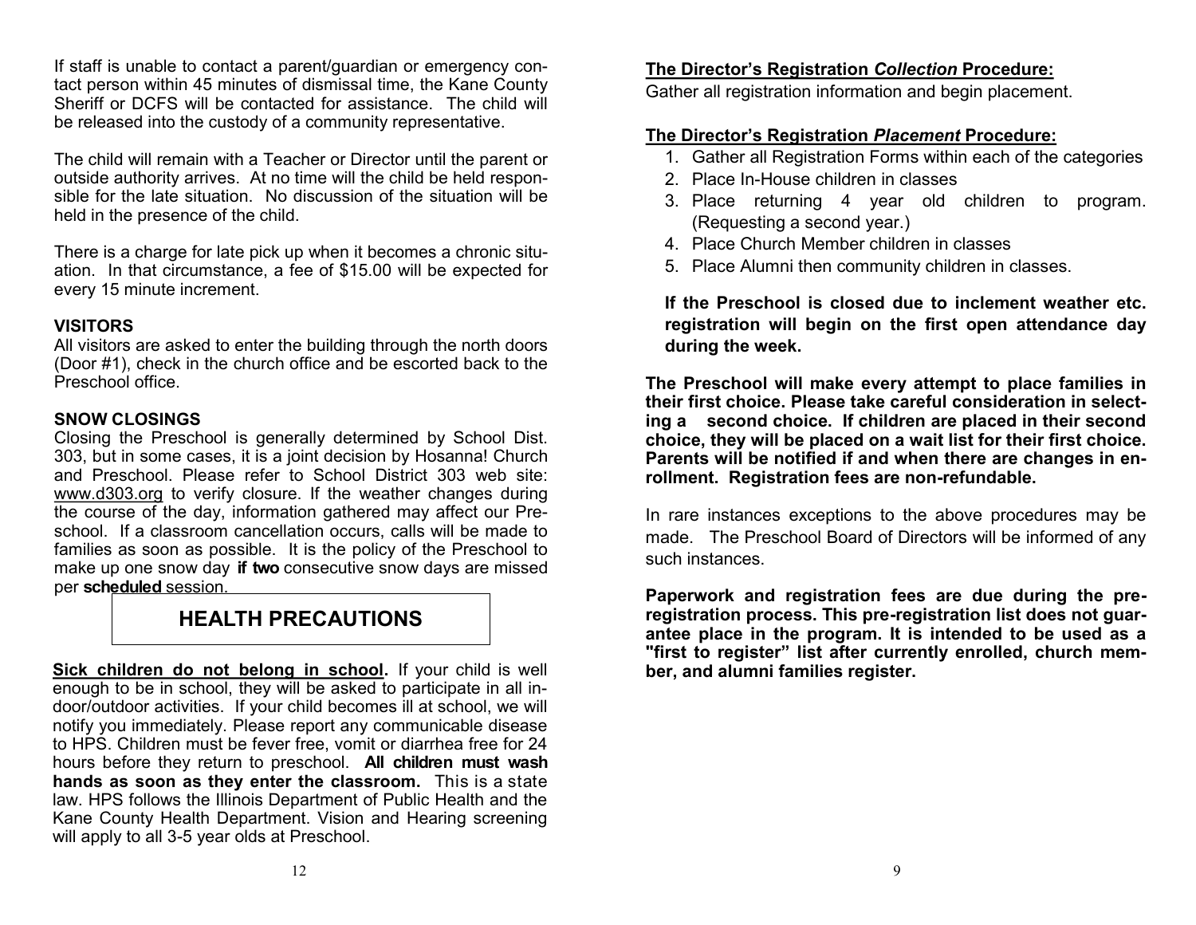If staff is unable to contact a parent/guardian or emergency contact person within 45 minutes of dismissal time, the Kane County Sheriff or DCFS will be contacted for assistance. The child will be released into the custody of a community representative.

The child will remain with a Teacher or Director until the parent or outside authority arrives. At no time will the child be held responsible for the late situation. No discussion of the situation will be held in the presence of the child.

There is a charge for late pick up when it becomes a chronic situation. In that circumstance, a fee of $15.00 will be expected for every 15 minute increment.

### VISITORS

All visitors are asked to enter the building through the north doors (Door #1), check in the church office and be escorted back to the Preschool office.

### SNOW CLOSINGS

Closing the Preschool is generally determined by School Dist. 303, but in some cases, it is a joint decision by Hosanna! Church and Preschool. Please refer to School District 303 web site: www.d303.org to verify closure. If the weather changes during the course of the day, information gathered may affect our Preschool. If a classroom cancellation occurs, calls will be made to families as soon as possible. It is the policy of the Preschool to make up one snow day **if two** consecutive snow days are missed per **scheduled** session.

## HEALTH PRECAUTIONS

**Sick children do not belong in school.** If your child is well enough to be in school, they will be asked to participate in all indoor/outdoor activities. If your child becomes ill at school, we will notify you immediately. Please report any communicable disease to HPS. Children must be fever free, vomit or diarrhea free for 24 hours before they return to preschool. **All children must wash hands as soon as they enter the classroom.** This is a state law. HPS follows the Illinois Department of Public Health and the Kane County Health Department. Vision and Hearing screening will apply to all 3-5 year olds at Preschool.

**The Director's Registration *Collection* Procedure:**

Gather all registration information and begin placement.

**The Director's Registration *Placement* Procedure:**

1. Gather all Registration Forms within each of the categories
2. Place In-House children in classes
3. Place returning 4 year old children to program. (Requesting a second year.)
4. Place Church Member children in classes
5. Place Alumni then community children in classes.

**If the Preschool is closed due to inclement weather etc. registration will begin on the first open attendance day during the week.**

**The Preschool will make every attempt to place families in their first choice. Please take careful consideration in selecting a second choice. If children are placed in their second choice, they will be placed on a wait list for their first choice. Parents will be notified if and when there are changes in enrollment. Registration fees are non-refundable.**

In rare instances exceptions to the above procedures may be made. The Preschool Board of Directors will be informed of any such instances.

**Paperwork and registration fees are due during the pre-registration process. This pre-registration list does not guarantee place in the program. It is intended to be used as a "first to register" list after currently enrolled, church member, and alumni families register.**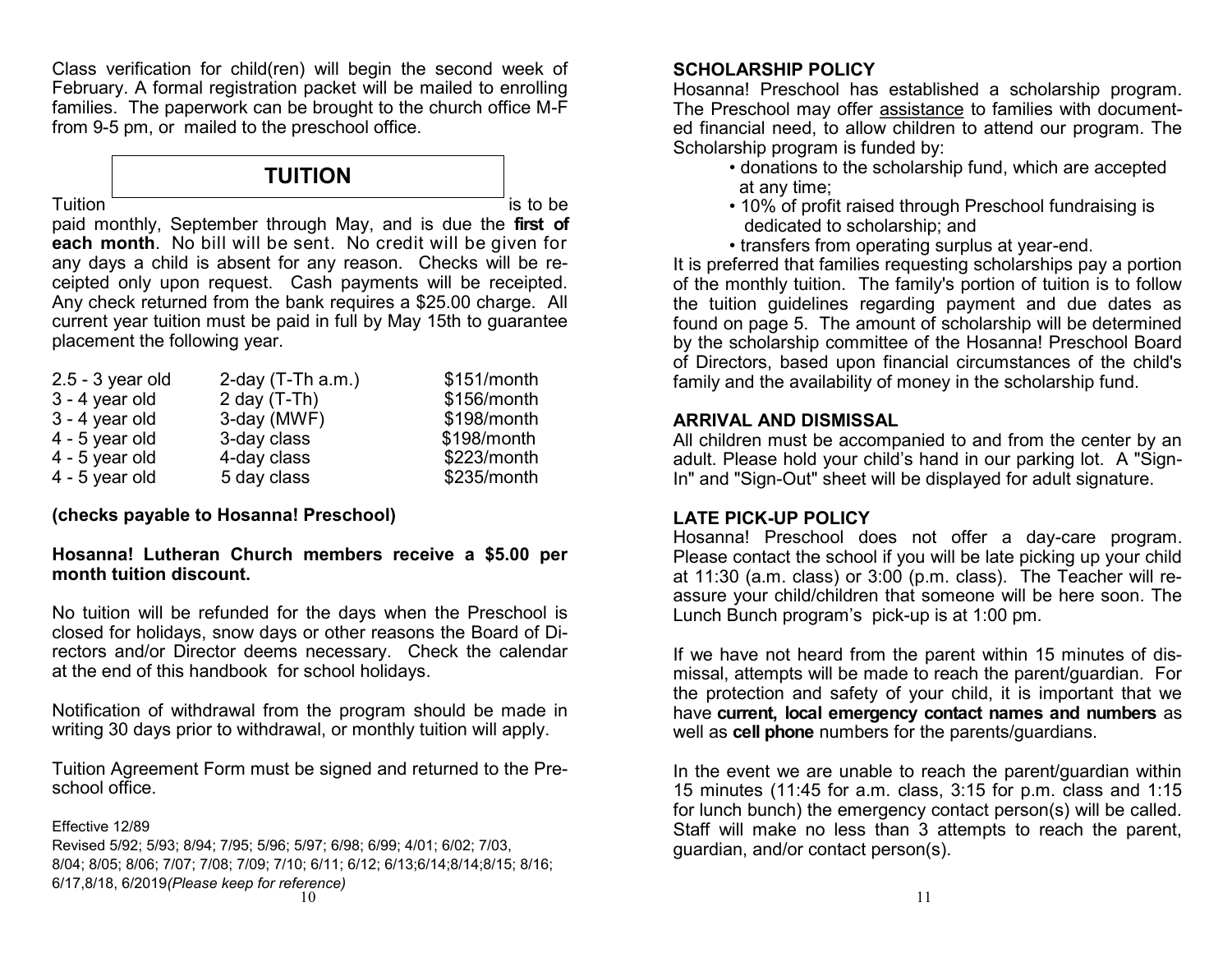Class verification for child(ren) will begin the second week of February. A formal registration packet will be mailed to enrolling families. The paperwork can be brought to the church office M-F from 9-5 pm, or mailed to the preschool office.

## TUITION

Tuition is to be paid monthly, September through May, and is due the **first of each month**. No bill will be sent. No credit will be given for any days a child is absent for any reason. Checks will be receipted only upon request. Cash payments will be receipted. Any check returned from the bank requires a $25.00 charge. All current year tuition must be paid in full by May 15th to guarantee placement the following year.

| | | |
|---|---|---|
| 2.5 - 3 year old | 2-day (T-Th a.m.) | $151/month |
| 3 - 4 year old | 2 day (T-Th) | $156/month |
| 3 - 4 year old | 3-day (MWF) | $198/month |
| 4 - 5 year old | 3-day class | $198/month |
| 4 - 5 year old | 4-day class | $223/month |
| 4 - 5 year old | 5 day class | $235/month |

**(checks payable to Hosanna! Preschool)**

**Hosanna! Lutheran Church members receive a $5.00 per month tuition discount.**

No tuition will be refunded for the days when the Preschool is closed for holidays, snow days or other reasons the Board of Directors and/or Director deems necessary. Check the calendar at the end of this handbook for school holidays.

Notification of withdrawal from the program should be made in writing 30 days prior to withdrawal, or monthly tuition will apply.

Tuition Agreement Form must be signed and returned to the Preschool office.

Effective 12/89
Revised 5/92; 5/93; 8/94; 7/95; 5/96; 5/97; 6/98; 6/99; 4/01; 6/02; 7/03, 8/04; 8/05; 8/06; 7/07; 7/08; 7/09; 7/10; 6/11; 6/12; 6/13;6/14;8/14;8/15; 8/16; 6/17,8/18, 6/2019*(Please keep for reference)*

**SCHOLARSHIP POLICY**

Hosanna! Preschool has established a scholarship program. The Preschool may offer assistance to families with documented financial need, to allow children to attend our program. The Scholarship program is funded by:

- donations to the scholarship fund, which are accepted at any time;
- 10% of profit raised through Preschool fundraising is dedicated to scholarship; and
- transfers from operating surplus at year-end.

It is preferred that families requesting scholarships pay a portion of the monthly tuition. The family's portion of tuition is to follow the tuition guidelines regarding payment and due dates as found on page 5. The amount of scholarship will be determined by the scholarship committee of the Hosanna! Preschool Board of Directors, based upon financial circumstances of the child's family and the availability of money in the scholarship fund.

**ARRIVAL AND DISMISSAL**

All children must be accompanied to and from the center by an adult. Please hold your child's hand in our parking lot. A "Sign-In" and "Sign-Out" sheet will be displayed for adult signature.

**LATE PICK-UP POLICY**

Hosanna! Preschool does not offer a day-care program. Please contact the school if you will be late picking up your child at 11:30 (a.m. class) or 3:00 (p.m. class). The Teacher will reassure your child/children that someone will be here soon. The Lunch Bunch program's pick-up is at 1:00 pm.

If we have not heard from the parent within 15 minutes of dismissal, attempts will be made to reach the parent/guardian. For the protection and safety of your child, it is important that we have **current, local emergency contact names and numbers** as well as **cell phone** numbers for the parents/guardians.

In the event we are unable to reach the parent/guardian within 15 minutes (11:45 for a.m. class, 3:15 for p.m. class and 1:15 for lunch bunch) the emergency contact person(s) will be called. Staff will make no less than 3 attempts to reach the parent, guardian, and/or contact person(s).